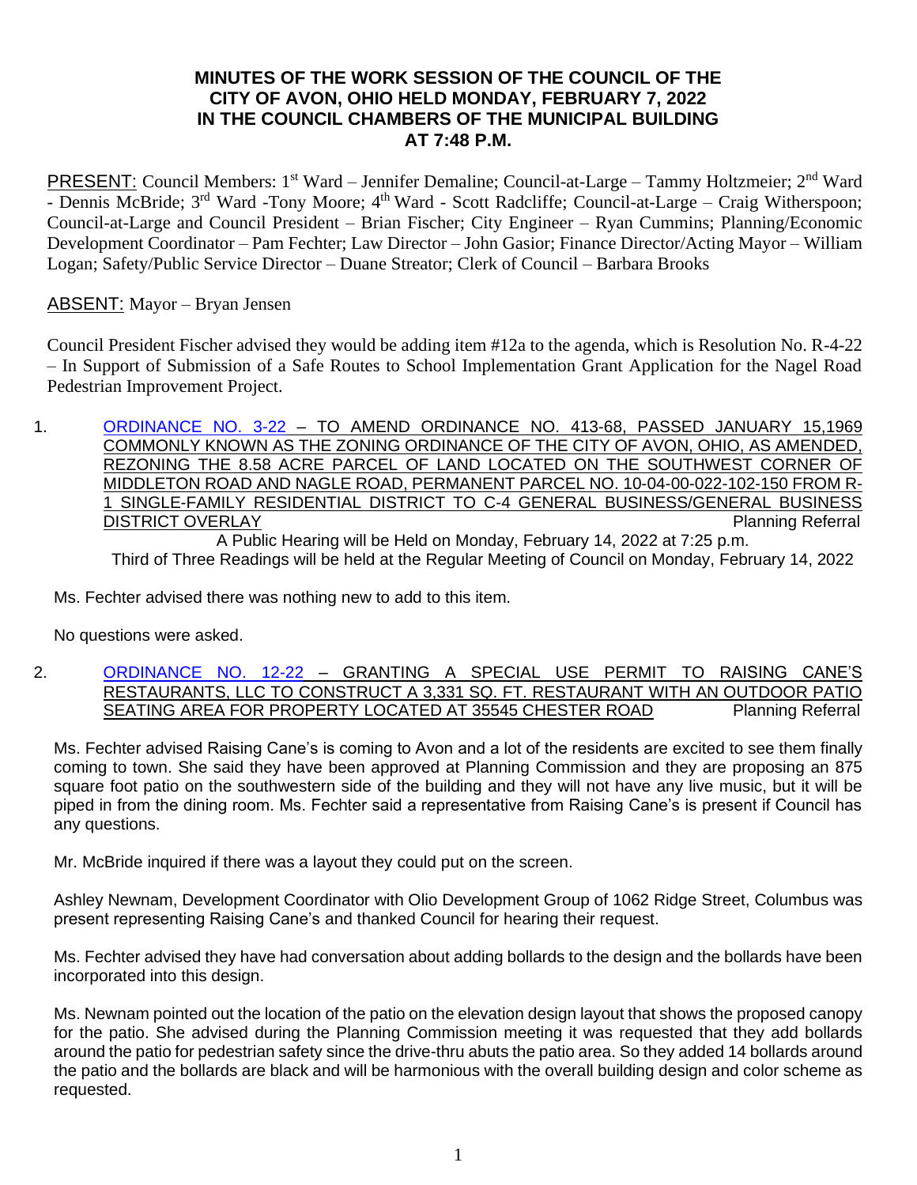# MINUTES OF THE WORK SESSION OF THE COUNCIL OF THE CITY OF AVON, OHIO HELD MONDAY, FEBRUARY 7, 2022 IN THE COUNCIL CHAMBERS OF THE MUNICIPAL BUILDING AT 7:48 P.M.

PRESENT: Council Members: 1st Ward – Jennifer Demaline; Council-at-Large – Tammy Holtzmeier; 2nd Ward - Dennis McBride; 3rd Ward -Tony Moore; 4th Ward - Scott Radcliffe; Council-at-Large – Craig Witherspoon; Council-at-Large and Council President – Brian Fischer; City Engineer – Ryan Cummins; Planning/Economic Development Coordinator – Pam Fechter; Law Director – John Gasior; Finance Director/Acting Mayor – William Logan; Safety/Public Service Director – Duane Streator; Clerk of Council – Barbara Brooks

ABSENT: Mayor – Bryan Jensen

Council President Fischer advised they would be adding item #12a to the agenda, which is Resolution No. R-4-22 – In Support of Submission of a Safe Routes to School Implementation Grant Application for the Nagel Road Pedestrian Improvement Project.

1. ORDINANCE NO. 3-22 – TO AMEND ORDINANCE NO. 413-68, PASSED JANUARY 15,1969 COMMONLY KNOWN AS THE ZONING ORDINANCE OF THE CITY OF AVON, OHIO, AS AMENDED, REZONING THE 8.58 ACRE PARCEL OF LAND LOCATED ON THE SOUTHWEST CORNER OF MIDDLETON ROAD AND NAGLE ROAD, PERMANENT PARCEL NO. 10-04-00-022-102-150 FROM R-1 SINGLE-FAMILY RESIDENTIAL DISTRICT TO C-4 GENERAL BUSINESS/GENERAL BUSINESS DISTRICT OVERLAY — Planning Referral

   A Public Hearing will be Held on Monday, February 14, 2022 at 7:25 p.m.
   Third of Three Readings will be held at the Regular Meeting of Council on Monday, February 14, 2022

   Ms. Fechter advised there was nothing new to add to this item.

   No questions were asked.

2. ORDINANCE NO. 12-22 – GRANTING A SPECIAL USE PERMIT TO RAISING CANE'S RESTAURANTS, LLC TO CONSTRUCT A 3,331 SQ. FT. RESTAURANT WITH AN OUTDOOR PATIO SEATING AREA FOR PROPERTY LOCATED AT 35545 CHESTER ROAD — Planning Referral

   Ms. Fechter advised Raising Cane's is coming to Avon and a lot of the residents are excited to see them finally coming to town. She said they have been approved at Planning Commission and they are proposing an 875 square foot patio on the southwestern side of the building and they will not have any live music, but it will be piped in from the dining room. Ms. Fechter said a representative from Raising Cane's is present if Council has any questions.

   Mr. McBride inquired if there was a layout they could put on the screen.

   Ashley Newnam, Development Coordinator with Olio Development Group of 1062 Ridge Street, Columbus was present representing Raising Cane's and thanked Council for hearing their request.

   Ms. Fechter advised they have had conversation about adding bollards to the design and the bollards have been incorporated into this design.

   Ms. Newnam pointed out the location of the patio on the elevation design layout that shows the proposed canopy for the patio. She advised during the Planning Commission meeting it was requested that they add bollards around the patio for pedestrian safety since the drive-thru abuts the patio area. So they added 14 bollards around the patio and the bollards are black and will be harmonious with the overall building design and color scheme as requested.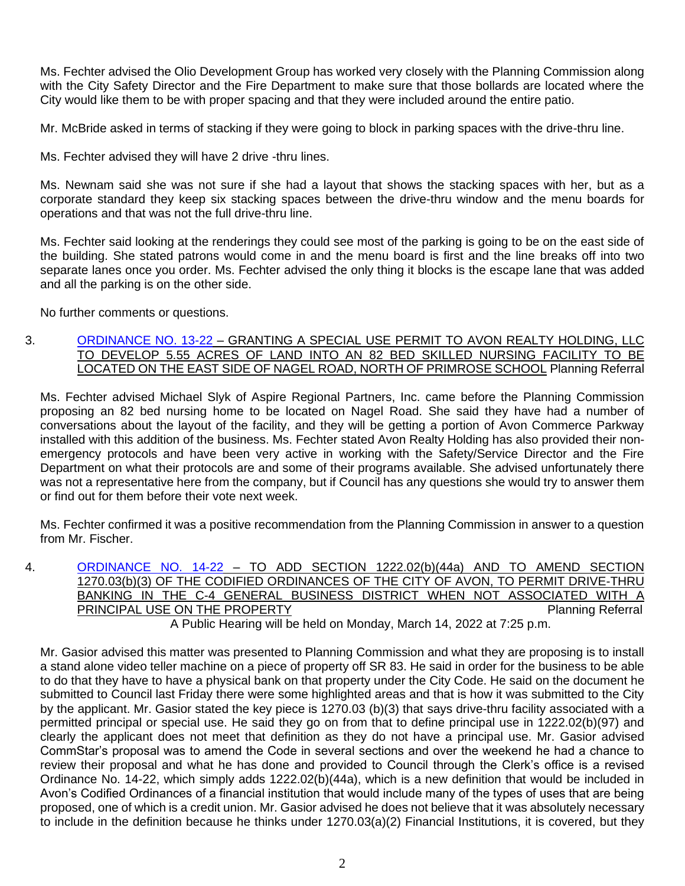Ms. Fechter advised the Olio Development Group has worked very closely with the Planning Commission along with the City Safety Director and the Fire Department to make sure that those bollards are located where the City would like them to be with proper spacing and that they were included around the entire patio.

Mr. McBride asked in terms of stacking if they were going to block in parking spaces with the drive-thru line.

Ms. Fechter advised they will have 2 drive -thru lines.

Ms. Newnam said she was not sure if she had a layout that shows the stacking spaces with her, but as a corporate standard they keep six stacking spaces between the drive-thru window and the menu boards for operations and that was not the full drive-thru line.

Ms. Fechter said looking at the renderings they could see most of the parking is going to be on the east side of the building. She stated patrons would come in and the menu board is first and the line breaks off into two separate lanes once you order. Ms. Fechter advised the only thing it blocks is the escape lane that was added and all the parking is on the other side.

No further comments or questions.

3. ORDINANCE NO. 13-22 – GRANTING A SPECIAL USE PERMIT TO AVON REALTY HOLDING, LLC TO DEVELOP 5.55 ACRES OF LAND INTO AN 82 BED SKILLED NURSING FACILITY TO BE LOCATED ON THE EAST SIDE OF NAGEL ROAD, NORTH OF PRIMROSE SCHOOL Planning Referral

Ms. Fechter advised Michael Slyk of Aspire Regional Partners, Inc. came before the Planning Commission proposing an 82 bed nursing home to be located on Nagel Road. She said they have had a number of conversations about the layout of the facility, and they will be getting a portion of Avon Commerce Parkway installed with this addition of the business. Ms. Fechter stated Avon Realty Holding has also provided their non-emergency protocols and have been very active in working with the Safety/Service Director and the Fire Department on what their protocols are and some of their programs available. She advised unfortunately there was not a representative here from the company, but if Council has any questions she would try to answer them or find out for them before their vote next week.

Ms. Fechter confirmed it was a positive recommendation from the Planning Commission in answer to a question from Mr. Fischer.

4. ORDINANCE NO. 14-22 – TO ADD SECTION 1222.02(b)(44a) AND TO AMEND SECTION 1270.03(b)(3) OF THE CODIFIED ORDINANCES OF THE CITY OF AVON, TO PERMIT DRIVE-THRU BANKING IN THE C-4 GENERAL BUSINESS DISTRICT WHEN NOT ASSOCIATED WITH A PRINCIPAL USE ON THE PROPERTY Planning Referral

A Public Hearing will be held on Monday, March 14, 2022 at 7:25 p.m.

Mr. Gasior advised this matter was presented to Planning Commission and what they are proposing is to install a stand alone video teller machine on a piece of property off SR 83. He said in order for the business to be able to do that they have to have a physical bank on that property under the City Code. He said on the document he submitted to Council last Friday there were some highlighted areas and that is how it was submitted to the City by the applicant. Mr. Gasior stated the key piece is 1270.03 (b)(3) that says drive-thru facility associated with a permitted principal or special use. He said they go on from that to define principal use in 1222.02(b)(97) and clearly the applicant does not meet that definition as they do not have a principal use. Mr. Gasior advised CommStar's proposal was to amend the Code in several sections and over the weekend he had a chance to review their proposal and what he has done and provided to Council through the Clerk's office is a revised Ordinance No. 14-22, which simply adds 1222.02(b)(44a), which is a new definition that would be included in Avon's Codified Ordinances of a financial institution that would include many of the types of uses that are being proposed, one of which is a credit union. Mr. Gasior advised he does not believe that it was absolutely necessary to include in the definition because he thinks under 1270.03(a)(2) Financial Institutions, it is covered, but they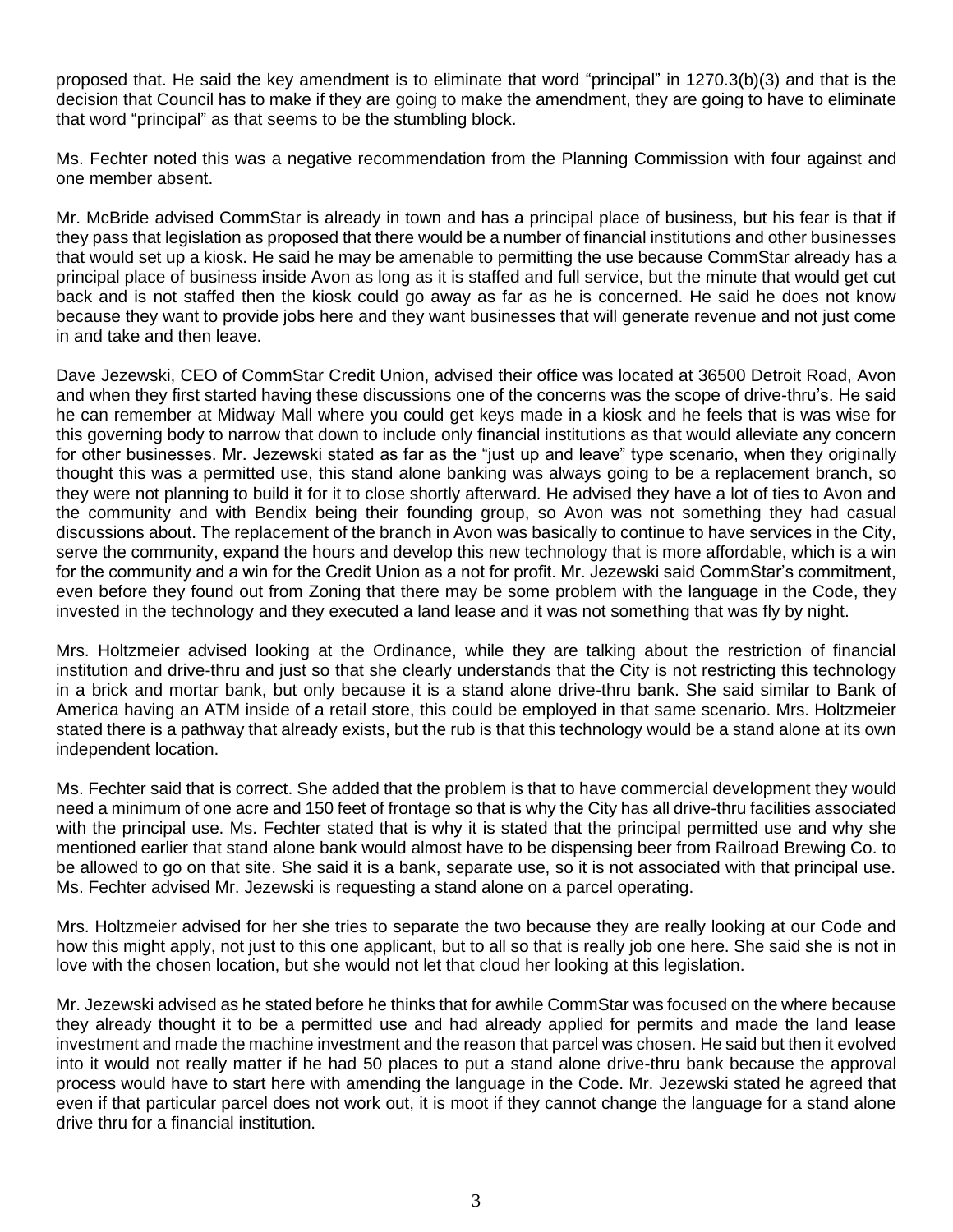proposed that. He said the key amendment is to eliminate that word "principal" in 1270.3(b)(3) and that is the decision that Council has to make if they are going to make the amendment, they are going to have to eliminate that word "principal" as that seems to be the stumbling block.

Ms. Fechter noted this was a negative recommendation from the Planning Commission with four against and one member absent.

Mr. McBride advised CommStar is already in town and has a principal place of business, but his fear is that if they pass that legislation as proposed that there would be a number of financial institutions and other businesses that would set up a kiosk. He said he may be amenable to permitting the use because CommStar already has a principal place of business inside Avon as long as it is staffed and full service, but the minute that would get cut back and is not staffed then the kiosk could go away as far as he is concerned. He said he does not know because they want to provide jobs here and they want businesses that will generate revenue and not just come in and take and then leave.

Dave Jezewski, CEO of CommStar Credit Union, advised their office was located at 36500 Detroit Road, Avon and when they first started having these discussions one of the concerns was the scope of drive-thru's. He said he can remember at Midway Mall where you could get keys made in a kiosk and he feels that is was wise for this governing body to narrow that down to include only financial institutions as that would alleviate any concern for other businesses. Mr. Jezewski stated as far as the "just up and leave" type scenario, when they originally thought this was a permitted use, this stand alone banking was always going to be a replacement branch, so they were not planning to build it for it to close shortly afterward. He advised they have a lot of ties to Avon and the community and with Bendix being their founding group, so Avon was not something they had casual discussions about. The replacement of the branch in Avon was basically to continue to have services in the City, serve the community, expand the hours and develop this new technology that is more affordable, which is a win for the community and a win for the Credit Union as a not for profit. Mr. Jezewski said CommStar's commitment, even before they found out from Zoning that there may be some problem with the language in the Code, they invested in the technology and they executed a land lease and it was not something that was fly by night.

Mrs. Holtzmeier advised looking at the Ordinance, while they are talking about the restriction of financial institution and drive-thru and just so that she clearly understands that the City is not restricting this technology in a brick and mortar bank, but only because it is a stand alone drive-thru bank. She said similar to Bank of America having an ATM inside of a retail store, this could be employed in that same scenario. Mrs. Holtzmeier stated there is a pathway that already exists, but the rub is that this technology would be a stand alone at its own independent location.

Ms. Fechter said that is correct. She added that the problem is that to have commercial development they would need a minimum of one acre and 150 feet of frontage so that is why the City has all drive-thru facilities associated with the principal use. Ms. Fechter stated that is why it is stated that the principal permitted use and why she mentioned earlier that stand alone bank would almost have to be dispensing beer from Railroad Brewing Co. to be allowed to go on that site. She said it is a bank, separate use, so it is not associated with that principal use. Ms. Fechter advised Mr. Jezewski is requesting a stand alone on a parcel operating.

Mrs. Holtzmeier advised for her she tries to separate the two because they are really looking at our Code and how this might apply, not just to this one applicant, but to all so that is really job one here. She said she is not in love with the chosen location, but she would not let that cloud her looking at this legislation.

Mr. Jezewski advised as he stated before he thinks that for awhile CommStar was focused on the where because they already thought it to be a permitted use and had already applied for permits and made the land lease investment and made the machine investment and the reason that parcel was chosen. He said but then it evolved into it would not really matter if he had 50 places to put a stand alone drive-thru bank because the approval process would have to start here with amending the language in the Code. Mr. Jezewski stated he agreed that even if that particular parcel does not work out, it is moot if they cannot change the language for a stand alone drive thru for a financial institution.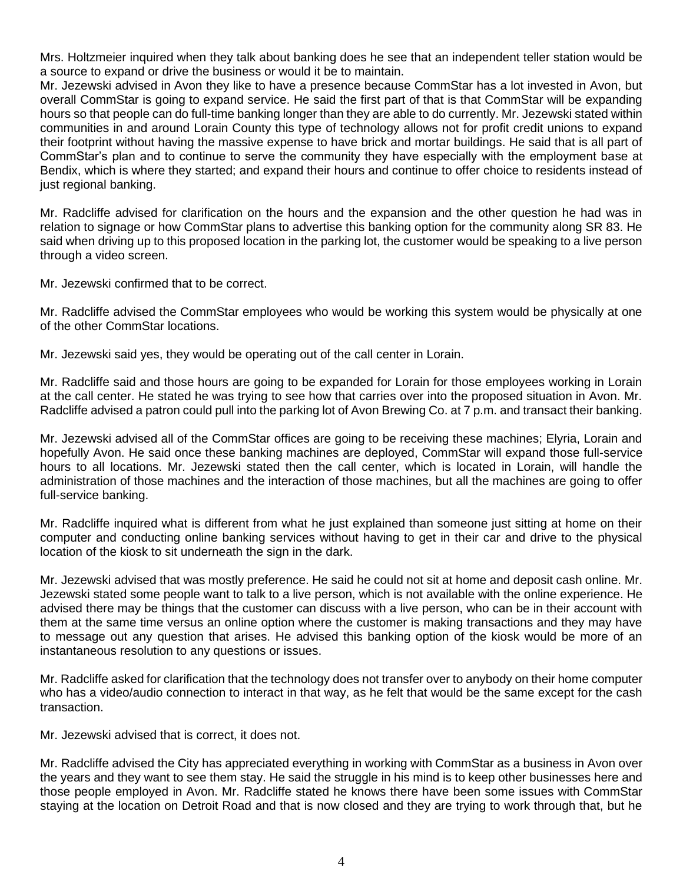Mrs. Holtzmeier inquired when they talk about banking does he see that an independent teller station would be a source to expand or drive the business or would it be to maintain.

Mr. Jezewski advised in Avon they like to have a presence because CommStar has a lot invested in Avon, but overall CommStar is going to expand service. He said the first part of that is that CommStar will be expanding hours so that people can do full-time banking longer than they are able to do currently. Mr. Jezewski stated within communities in and around Lorain County this type of technology allows not for profit credit unions to expand their footprint without having the massive expense to have brick and mortar buildings. He said that is all part of CommStar's plan and to continue to serve the community they have especially with the employment base at Bendix, which is where they started; and expand their hours and continue to offer choice to residents instead of just regional banking.

Mr. Radcliffe advised for clarification on the hours and the expansion and the other question he had was in relation to signage or how CommStar plans to advertise this banking option for the community along SR 83. He said when driving up to this proposed location in the parking lot, the customer would be speaking to a live person through a video screen.

Mr. Jezewski confirmed that to be correct.

Mr. Radcliffe advised the CommStar employees who would be working this system would be physically at one of the other CommStar locations.

Mr. Jezewski said yes, they would be operating out of the call center in Lorain.

Mr. Radcliffe said and those hours are going to be expanded for Lorain for those employees working in Lorain at the call center. He stated he was trying to see how that carries over into the proposed situation in Avon. Mr. Radcliffe advised a patron could pull into the parking lot of Avon Brewing Co. at 7 p.m. and transact their banking.

Mr. Jezewski advised all of the CommStar offices are going to be receiving these machines; Elyria, Lorain and hopefully Avon. He said once these banking machines are deployed, CommStar will expand those full-service hours to all locations. Mr. Jezewski stated then the call center, which is located in Lorain, will handle the administration of those machines and the interaction of those machines, but all the machines are going to offer full-service banking.

Mr. Radcliffe inquired what is different from what he just explained than someone just sitting at home on their computer and conducting online banking services without having to get in their car and drive to the physical location of the kiosk to sit underneath the sign in the dark.

Mr. Jezewski advised that was mostly preference. He said he could not sit at home and deposit cash online. Mr. Jezewski stated some people want to talk to a live person, which is not available with the online experience. He advised there may be things that the customer can discuss with a live person, who can be in their account with them at the same time versus an online option where the customer is making transactions and they may have to message out any question that arises. He advised this banking option of the kiosk would be more of an instantaneous resolution to any questions or issues.

Mr. Radcliffe asked for clarification that the technology does not transfer over to anybody on their home computer who has a video/audio connection to interact in that way, as he felt that would be the same except for the cash transaction.

Mr. Jezewski advised that is correct, it does not.

Mr. Radcliffe advised the City has appreciated everything in working with CommStar as a business in Avon over the years and they want to see them stay. He said the struggle in his mind is to keep other businesses here and those people employed in Avon. Mr. Radcliffe stated he knows there have been some issues with CommStar staying at the location on Detroit Road and that is now closed and they are trying to work through that, but he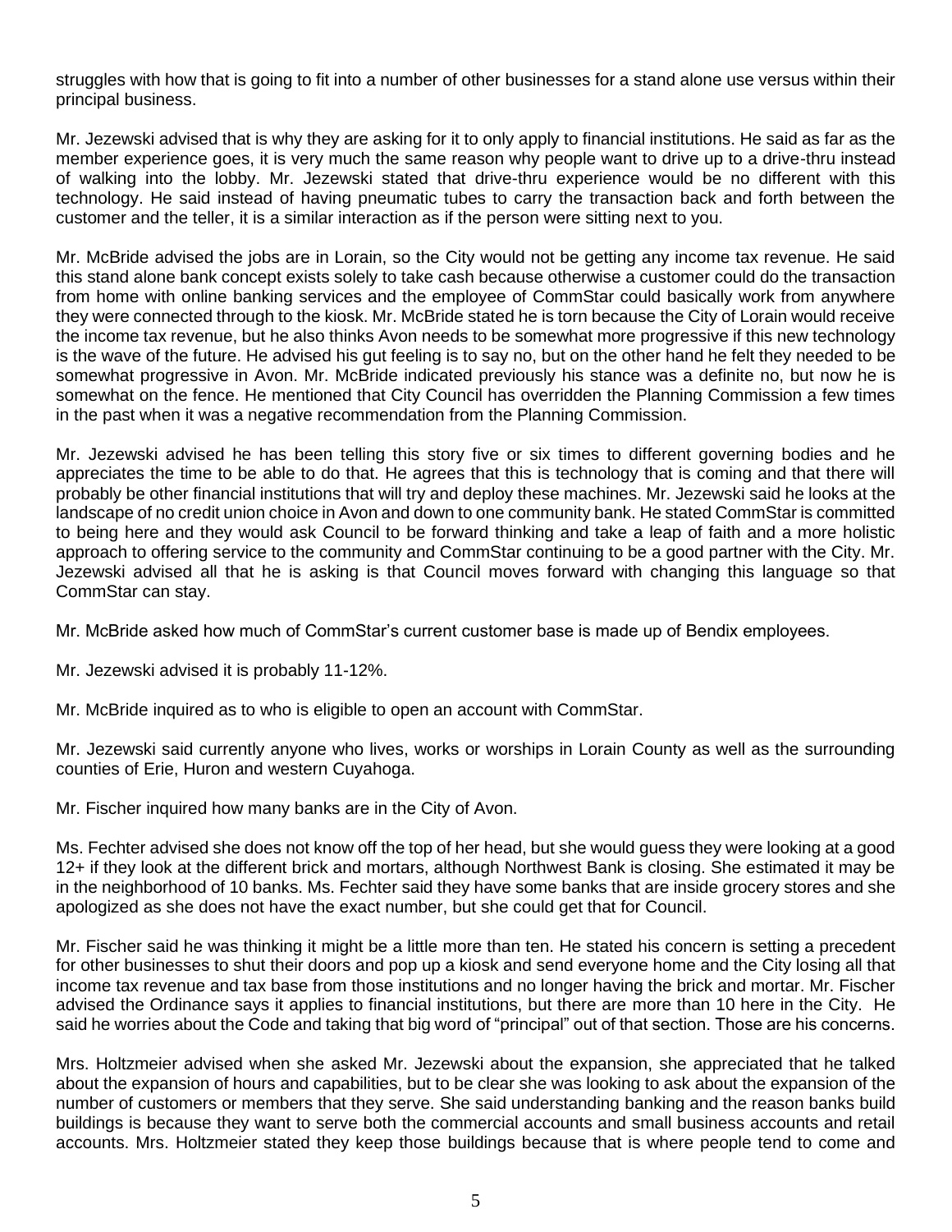struggles with how that is going to fit into a number of other businesses for a stand alone use versus within their principal business.

Mr. Jezewski advised that is why they are asking for it to only apply to financial institutions. He said as far as the member experience goes, it is very much the same reason why people want to drive up to a drive-thru instead of walking into the lobby. Mr. Jezewski stated that drive-thru experience would be no different with this technology. He said instead of having pneumatic tubes to carry the transaction back and forth between the customer and the teller, it is a similar interaction as if the person were sitting next to you.

Mr. McBride advised the jobs are in Lorain, so the City would not be getting any income tax revenue. He said this stand alone bank concept exists solely to take cash because otherwise a customer could do the transaction from home with online banking services and the employee of CommStar could basically work from anywhere they were connected through to the kiosk. Mr. McBride stated he is torn because the City of Lorain would receive the income tax revenue, but he also thinks Avon needs to be somewhat more progressive if this new technology is the wave of the future. He advised his gut feeling is to say no, but on the other hand he felt they needed to be somewhat progressive in Avon. Mr. McBride indicated previously his stance was a definite no, but now he is somewhat on the fence. He mentioned that City Council has overridden the Planning Commission a few times in the past when it was a negative recommendation from the Planning Commission.

Mr. Jezewski advised he has been telling this story five or six times to different governing bodies and he appreciates the time to be able to do that. He agrees that this is technology that is coming and that there will probably be other financial institutions that will try and deploy these machines. Mr. Jezewski said he looks at the landscape of no credit union choice in Avon and down to one community bank. He stated CommStar is committed to being here and they would ask Council to be forward thinking and take a leap of faith and a more holistic approach to offering service to the community and CommStar continuing to be a good partner with the City. Mr. Jezewski advised all that he is asking is that Council moves forward with changing this language so that CommStar can stay.

Mr. McBride asked how much of CommStar's current customer base is made up of Bendix employees.

Mr. Jezewski advised it is probably 11-12%.

Mr. McBride inquired as to who is eligible to open an account with CommStar.

Mr. Jezewski said currently anyone who lives, works or worships in Lorain County as well as the surrounding counties of Erie, Huron and western Cuyahoga.

Mr. Fischer inquired how many banks are in the City of Avon.

Ms. Fechter advised she does not know off the top of her head, but she would guess they were looking at a good 12+ if they look at the different brick and mortars, although Northwest Bank is closing. She estimated it may be in the neighborhood of 10 banks. Ms. Fechter said they have some banks that are inside grocery stores and she apologized as she does not have the exact number, but she could get that for Council.

Mr. Fischer said he was thinking it might be a little more than ten. He stated his concern is setting a precedent for other businesses to shut their doors and pop up a kiosk and send everyone home and the City losing all that income tax revenue and tax base from those institutions and no longer having the brick and mortar. Mr. Fischer advised the Ordinance says it applies to financial institutions, but there are more than 10 here in the City. He said he worries about the Code and taking that big word of "principal" out of that section. Those are his concerns.

Mrs. Holtzmeier advised when she asked Mr. Jezewski about the expansion, she appreciated that he talked about the expansion of hours and capabilities, but to be clear she was looking to ask about the expansion of the number of customers or members that they serve. She said understanding banking and the reason banks build buildings is because they want to serve both the commercial accounts and small business accounts and retail accounts. Mrs. Holtzmeier stated they keep those buildings because that is where people tend to come and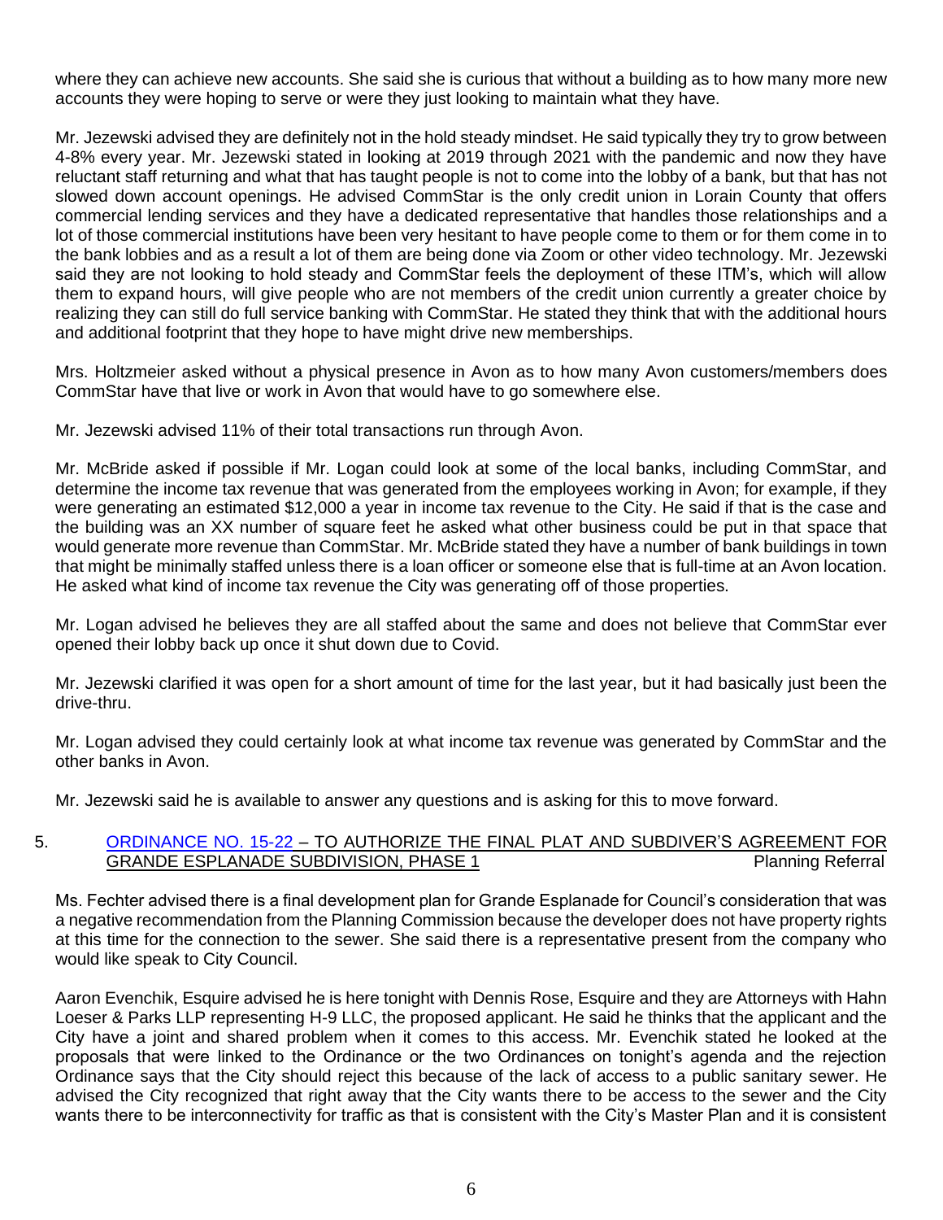where they can achieve new accounts. She said she is curious that without a building as to how many more new accounts they were hoping to serve or were they just looking to maintain what they have.

Mr. Jezewski advised they are definitely not in the hold steady mindset. He said typically they try to grow between 4-8% every year. Mr. Jezewski stated in looking at 2019 through 2021 with the pandemic and now they have reluctant staff returning and what that has taught people is not to come into the lobby of a bank, but that has not slowed down account openings. He advised CommStar is the only credit union in Lorain County that offers commercial lending services and they have a dedicated representative that handles those relationships and a lot of those commercial institutions have been very hesitant to have people come to them or for them come in to the bank lobbies and as a result a lot of them are being done via Zoom or other video technology. Mr. Jezewski said they are not looking to hold steady and CommStar feels the deployment of these ITM's, which will allow them to expand hours, will give people who are not members of the credit union currently a greater choice by realizing they can still do full service banking with CommStar. He stated they think that with the additional hours and additional footprint that they hope to have might drive new memberships.

Mrs. Holtzmeier asked without a physical presence in Avon as to how many Avon customers/members does CommStar have that live or work in Avon that would have to go somewhere else.

Mr. Jezewski advised 11% of their total transactions run through Avon.

Mr. McBride asked if possible if Mr. Logan could look at some of the local banks, including CommStar, and determine the income tax revenue that was generated from the employees working in Avon; for example, if they were generating an estimated $12,000 a year in income tax revenue to the City. He said if that is the case and the building was an XX number of square feet he asked what other business could be put in that space that would generate more revenue than CommStar. Mr. McBride stated they have a number of bank buildings in town that might be minimally staffed unless there is a loan officer or someone else that is full-time at an Avon location. He asked what kind of income tax revenue the City was generating off of those properties.

Mr. Logan advised he believes they are all staffed about the same and does not believe that CommStar ever opened their lobby back up once it shut down due to Covid.

Mr. Jezewski clarified it was open for a short amount of time for the last year, but it had basically just been the drive-thru.

Mr. Logan advised they could certainly look at what income tax revenue was generated by CommStar and the other banks in Avon.

Mr. Jezewski said he is available to answer any questions and is asking for this to move forward.

5. ORDINANCE NO. 15-22 – TO AUTHORIZE THE FINAL PLAT AND SUBDIVER'S AGREEMENT FOR GRANDE ESPLANADE SUBDIVISION, PHASE 1 — Planning Referral

Ms. Fechter advised there is a final development plan for Grande Esplanade for Council's consideration that was a negative recommendation from the Planning Commission because the developer does not have property rights at this time for the connection to the sewer. She said there is a representative present from the company who would like speak to City Council.

Aaron Evenchik, Esquire advised he is here tonight with Dennis Rose, Esquire and they are Attorneys with Hahn Loeser & Parks LLP representing H-9 LLC, the proposed applicant. He said he thinks that the applicant and the City have a joint and shared problem when it comes to this access. Mr. Evenchik stated he looked at the proposals that were linked to the Ordinance or the two Ordinances on tonight's agenda and the rejection Ordinance says that the City should reject this because of the lack of access to a public sanitary sewer. He advised the City recognized that right away that the City wants there to be access to the sewer and the City wants there to be interconnectivity for traffic as that is consistent with the City's Master Plan and it is consistent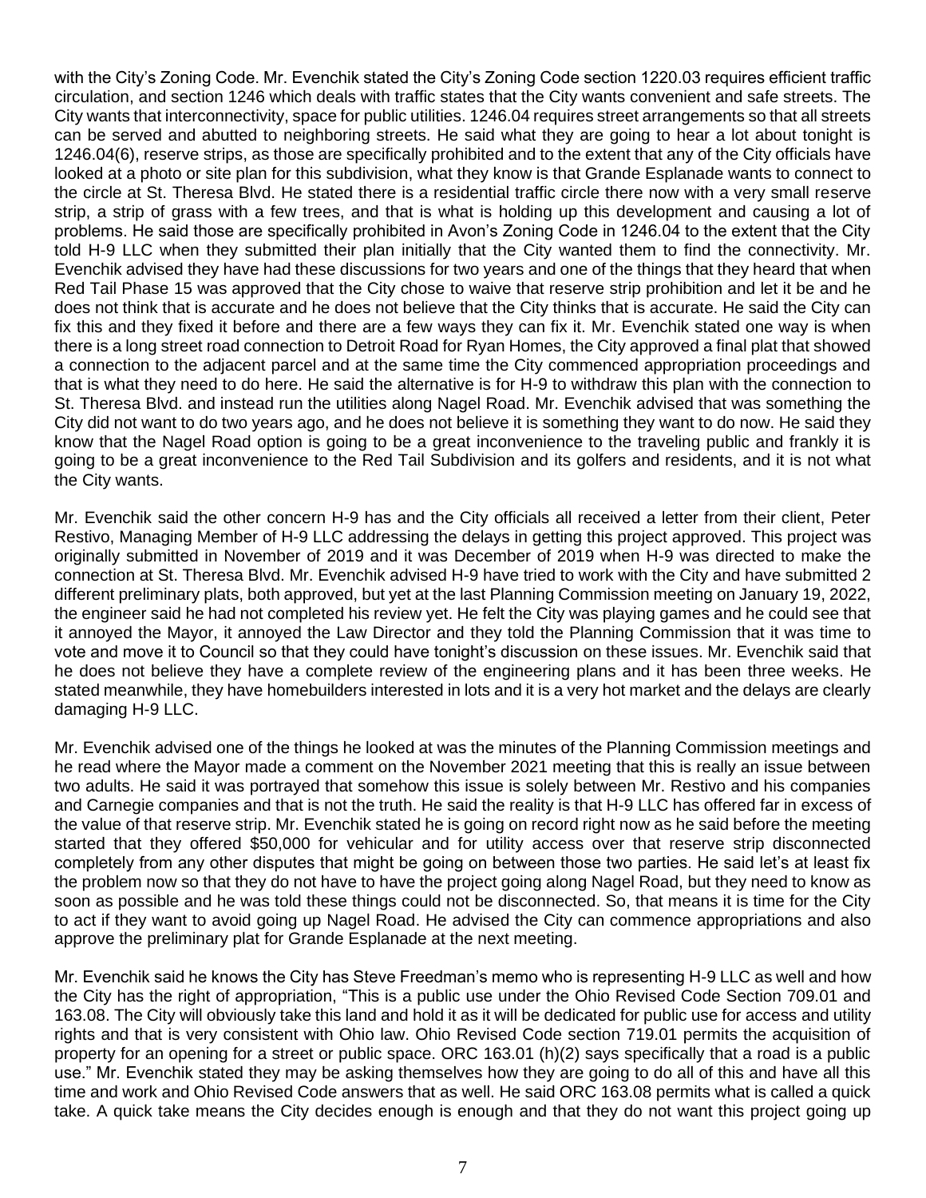with the City's Zoning Code. Mr. Evenchik stated the City's Zoning Code section 1220.03 requires efficient traffic circulation, and section 1246 which deals with traffic states that the City wants convenient and safe streets. The City wants that interconnectivity, space for public utilities. 1246.04 requires street arrangements so that all streets can be served and abutted to neighboring streets. He said what they are going to hear a lot about tonight is 1246.04(6), reserve strips, as those are specifically prohibited and to the extent that any of the City officials have looked at a photo or site plan for this subdivision, what they know is that Grande Esplanade wants to connect to the circle at St. Theresa Blvd. He stated there is a residential traffic circle there now with a very small reserve strip, a strip of grass with a few trees, and that is what is holding up this development and causing a lot of problems. He said those are specifically prohibited in Avon's Zoning Code in 1246.04 to the extent that the City told H-9 LLC when they submitted their plan initially that the City wanted them to find the connectivity. Mr. Evenchik advised they have had these discussions for two years and one of the things that they heard that when Red Tail Phase 15 was approved that the City chose to waive that reserve strip prohibition and let it be and he does not think that is accurate and he does not believe that the City thinks that is accurate. He said the City can fix this and they fixed it before and there are a few ways they can fix it. Mr. Evenchik stated one way is when there is a long street road connection to Detroit Road for Ryan Homes, the City approved a final plat that showed a connection to the adjacent parcel and at the same time the City commenced appropriation proceedings and that is what they need to do here. He said the alternative is for H-9 to withdraw this plan with the connection to St. Theresa Blvd. and instead run the utilities along Nagel Road. Mr. Evenchik advised that was something the City did not want to do two years ago, and he does not believe it is something they want to do now. He said they know that the Nagel Road option is going to be a great inconvenience to the traveling public and frankly it is going to be a great inconvenience to the Red Tail Subdivision and its golfers and residents, and it is not what the City wants.

Mr. Evenchik said the other concern H-9 has and the City officials all received a letter from their client, Peter Restivo, Managing Member of H-9 LLC addressing the delays in getting this project approved. This project was originally submitted in November of 2019 and it was December of 2019 when H-9 was directed to make the connection at St. Theresa Blvd. Mr. Evenchik advised H-9 have tried to work with the City and have submitted 2 different preliminary plats, both approved, but yet at the last Planning Commission meeting on January 19, 2022, the engineer said he had not completed his review yet. He felt the City was playing games and he could see that it annoyed the Mayor, it annoyed the Law Director and they told the Planning Commission that it was time to vote and move it to Council so that they could have tonight's discussion on these issues. Mr. Evenchik said that he does not believe they have a complete review of the engineering plans and it has been three weeks. He stated meanwhile, they have homebuilders interested in lots and it is a very hot market and the delays are clearly damaging H-9 LLC.

Mr. Evenchik advised one of the things he looked at was the minutes of the Planning Commission meetings and he read where the Mayor made a comment on the November 2021 meeting that this is really an issue between two adults. He said it was portrayed that somehow this issue is solely between Mr. Restivo and his companies and Carnegie companies and that is not the truth. He said the reality is that H-9 LLC has offered far in excess of the value of that reserve strip. Mr. Evenchik stated he is going on record right now as he said before the meeting started that they offered $50,000 for vehicular and for utility access over that reserve strip disconnected completely from any other disputes that might be going on between those two parties. He said let's at least fix the problem now so that they do not have to have the project going along Nagel Road, but they need to know as soon as possible and he was told these things could not be disconnected. So, that means it is time for the City to act if they want to avoid going up Nagel Road. He advised the City can commence appropriations and also approve the preliminary plat for Grande Esplanade at the next meeting.

Mr. Evenchik said he knows the City has Steve Freedman's memo who is representing H-9 LLC as well and how the City has the right of appropriation, "This is a public use under the Ohio Revised Code Section 709.01 and 163.08. The City will obviously take this land and hold it as it will be dedicated for public use for access and utility rights and that is very consistent with Ohio law. Ohio Revised Code section 719.01 permits the acquisition of property for an opening for a street or public space. ORC 163.01 (h)(2) says specifically that a road is a public use." Mr. Evenchik stated they may be asking themselves how they are going to do all of this and have all this time and work and Ohio Revised Code answers that as well. He said ORC 163.08 permits what is called a quick take. A quick take means the City decides enough is enough and that they do not want this project going up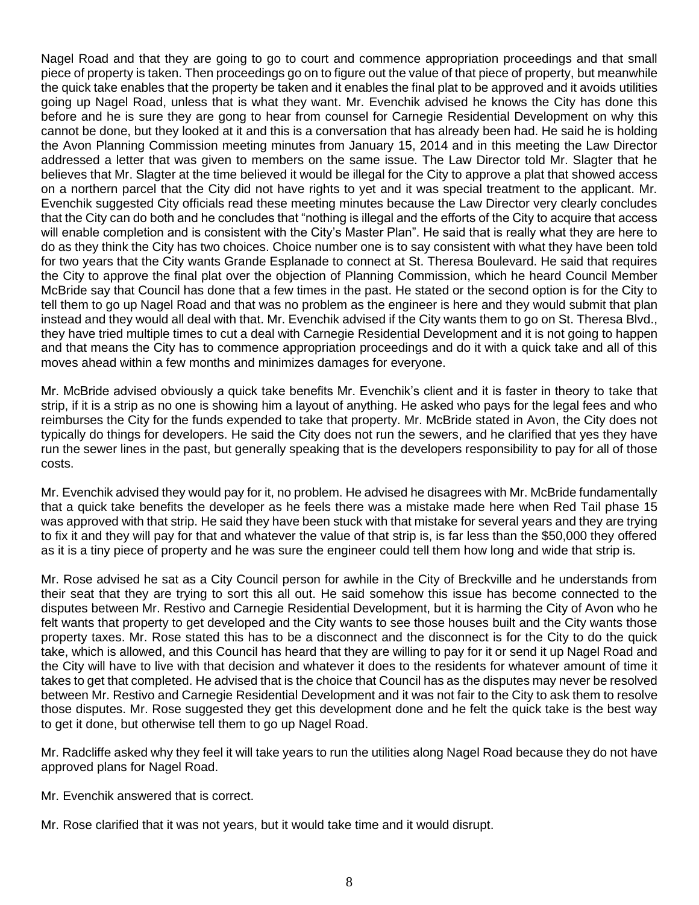Nagel Road and that they are going to go to court and commence appropriation proceedings and that small piece of property is taken. Then proceedings go on to figure out the value of that piece of property, but meanwhile the quick take enables that the property be taken and it enables the final plat to be approved and it avoids utilities going up Nagel Road, unless that is what they want. Mr. Evenchik advised he knows the City has done this before and he is sure they are gong to hear from counsel for Carnegie Residential Development on why this cannot be done, but they looked at it and this is a conversation that has already been had. He said he is holding the Avon Planning Commission meeting minutes from January 15, 2014 and in this meeting the Law Director addressed a letter that was given to members on the same issue. The Law Director told Mr. Slagter that he believes that Mr. Slagter at the time believed it would be illegal for the City to approve a plat that showed access on a northern parcel that the City did not have rights to yet and it was special treatment to the applicant. Mr. Evenchik suggested City officials read these meeting minutes because the Law Director very clearly concludes that the City can do both and he concludes that "nothing is illegal and the efforts of the City to acquire that access will enable completion and is consistent with the City's Master Plan". He said that is really what they are here to do as they think the City has two choices. Choice number one is to say consistent with what they have been told for two years that the City wants Grande Esplanade to connect at St. Theresa Boulevard. He said that requires the City to approve the final plat over the objection of Planning Commission, which he heard Council Member McBride say that Council has done that a few times in the past. He stated or the second option is for the City to tell them to go up Nagel Road and that was no problem as the engineer is here and they would submit that plan instead and they would all deal with that. Mr. Evenchik advised if the City wants them to go on St. Theresa Blvd., they have tried multiple times to cut a deal with Carnegie Residential Development and it is not going to happen and that means the City has to commence appropriation proceedings and do it with a quick take and all of this moves ahead within a few months and minimizes damages for everyone.

Mr. McBride advised obviously a quick take benefits Mr. Evenchik's client and it is faster in theory to take that strip, if it is a strip as no one is showing him a layout of anything. He asked who pays for the legal fees and who reimburses the City for the funds expended to take that property. Mr. McBride stated in Avon, the City does not typically do things for developers. He said the City does not run the sewers, and he clarified that yes they have run the sewer lines in the past, but generally speaking that is the developers responsibility to pay for all of those costs.

Mr. Evenchik advised they would pay for it, no problem. He advised he disagrees with Mr. McBride fundamentally that a quick take benefits the developer as he feels there was a mistake made here when Red Tail phase 15 was approved with that strip. He said they have been stuck with that mistake for several years and they are trying to fix it and they will pay for that and whatever the value of that strip is, is far less than the $50,000 they offered as it is a tiny piece of property and he was sure the engineer could tell them how long and wide that strip is.

Mr. Rose advised he sat as a City Council person for awhile in the City of Breckville and he understands from their seat that they are trying to sort this all out. He said somehow this issue has become connected to the disputes between Mr. Restivo and Carnegie Residential Development, but it is harming the City of Avon who he felt wants that property to get developed and the City wants to see those houses built and the City wants those property taxes. Mr. Rose stated this has to be a disconnect and the disconnect is for the City to do the quick take, which is allowed, and this Council has heard that they are willing to pay for it or send it up Nagel Road and the City will have to live with that decision and whatever it does to the residents for whatever amount of time it takes to get that completed. He advised that is the choice that Council has as the disputes may never be resolved between Mr. Restivo and Carnegie Residential Development and it was not fair to the City to ask them to resolve those disputes. Mr. Rose suggested they get this development done and he felt the quick take is the best way to get it done, but otherwise tell them to go up Nagel Road.

Mr. Radcliffe asked why they feel it will take years to run the utilities along Nagel Road because they do not have approved plans for Nagel Road.

Mr. Evenchik answered that is correct.

Mr. Rose clarified that it was not years, but it would take time and it would disrupt.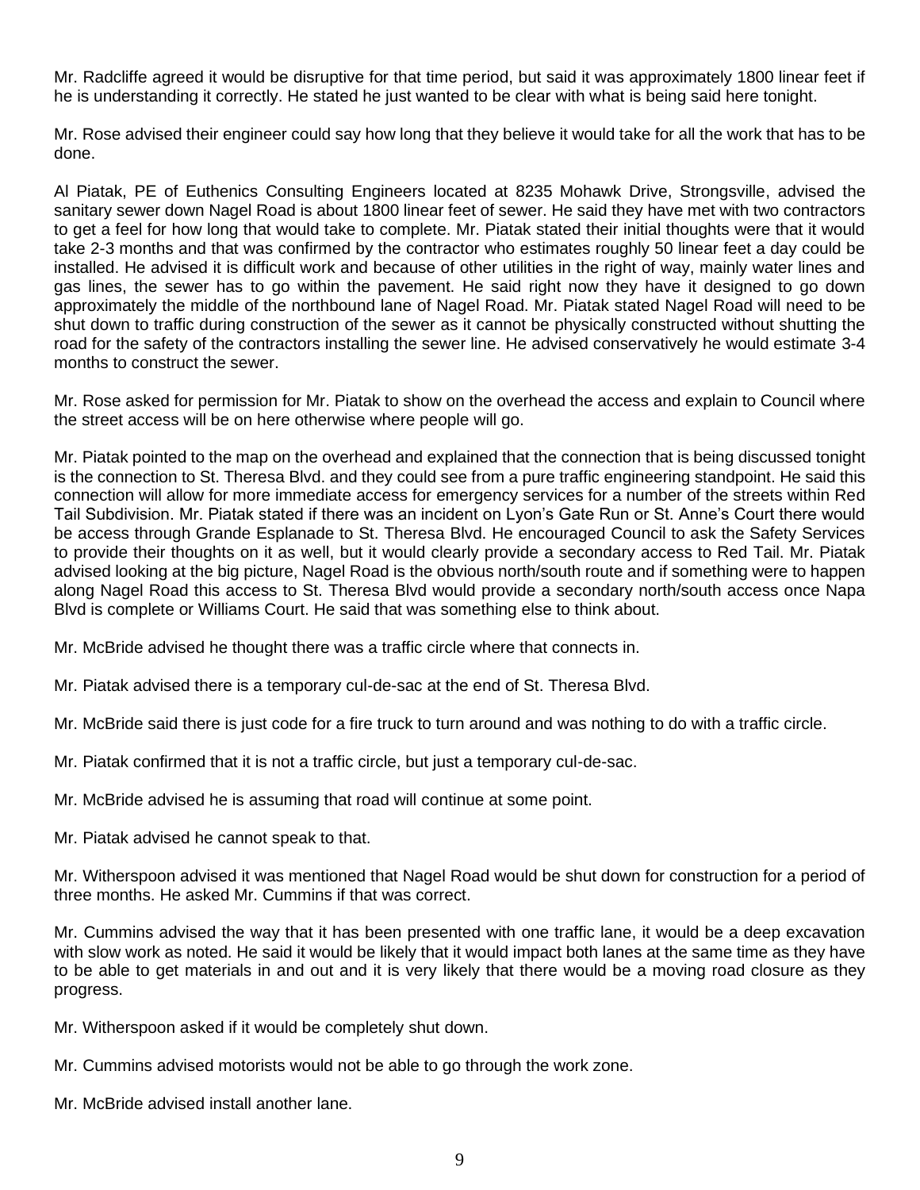Mr. Radcliffe agreed it would be disruptive for that time period, but said it was approximately 1800 linear feet if he is understanding it correctly. He stated he just wanted to be clear with what is being said here tonight.

Mr. Rose advised their engineer could say how long that they believe it would take for all the work that has to be done.

Al Piatak, PE of Euthenics Consulting Engineers located at 8235 Mohawk Drive, Strongsville, advised the sanitary sewer down Nagel Road is about 1800 linear feet of sewer. He said they have met with two contractors to get a feel for how long that would take to complete. Mr. Piatak stated their initial thoughts were that it would take 2-3 months and that was confirmed by the contractor who estimates roughly 50 linear feet a day could be installed. He advised it is difficult work and because of other utilities in the right of way, mainly water lines and gas lines, the sewer has to go within the pavement. He said right now they have it designed to go down approximately the middle of the northbound lane of Nagel Road. Mr. Piatak stated Nagel Road will need to be shut down to traffic during construction of the sewer as it cannot be physically constructed without shutting the road for the safety of the contractors installing the sewer line. He advised conservatively he would estimate 3-4 months to construct the sewer.

Mr. Rose asked for permission for Mr. Piatak to show on the overhead the access and explain to Council where the street access will be on here otherwise where people will go.

Mr. Piatak pointed to the map on the overhead and explained that the connection that is being discussed tonight is the connection to St. Theresa Blvd. and they could see from a pure traffic engineering standpoint. He said this connection will allow for more immediate access for emergency services for a number of the streets within Red Tail Subdivision. Mr. Piatak stated if there was an incident on Lyon's Gate Run or St. Anne's Court there would be access through Grande Esplanade to St. Theresa Blvd. He encouraged Council to ask the Safety Services to provide their thoughts on it as well, but it would clearly provide a secondary access to Red Tail. Mr. Piatak advised looking at the big picture, Nagel Road is the obvious north/south route and if something were to happen along Nagel Road this access to St. Theresa Blvd would provide a secondary north/south access once Napa Blvd is complete or Williams Court. He said that was something else to think about.

Mr. McBride advised he thought there was a traffic circle where that connects in.

Mr. Piatak advised there is a temporary cul-de-sac at the end of St. Theresa Blvd.

Mr. McBride said there is just code for a fire truck to turn around and was nothing to do with a traffic circle.

Mr. Piatak confirmed that it is not a traffic circle, but just a temporary cul-de-sac.

Mr. McBride advised he is assuming that road will continue at some point.

Mr. Piatak advised he cannot speak to that.

Mr. Witherspoon advised it was mentioned that Nagel Road would be shut down for construction for a period of three months. He asked Mr. Cummins if that was correct.

Mr. Cummins advised the way that it has been presented with one traffic lane, it would be a deep excavation with slow work as noted. He said it would be likely that it would impact both lanes at the same time as they have to be able to get materials in and out and it is very likely that there would be a moving road closure as they progress.

Mr. Witherspoon asked if it would be completely shut down.

Mr. Cummins advised motorists would not be able to go through the work zone.

Mr. McBride advised install another lane.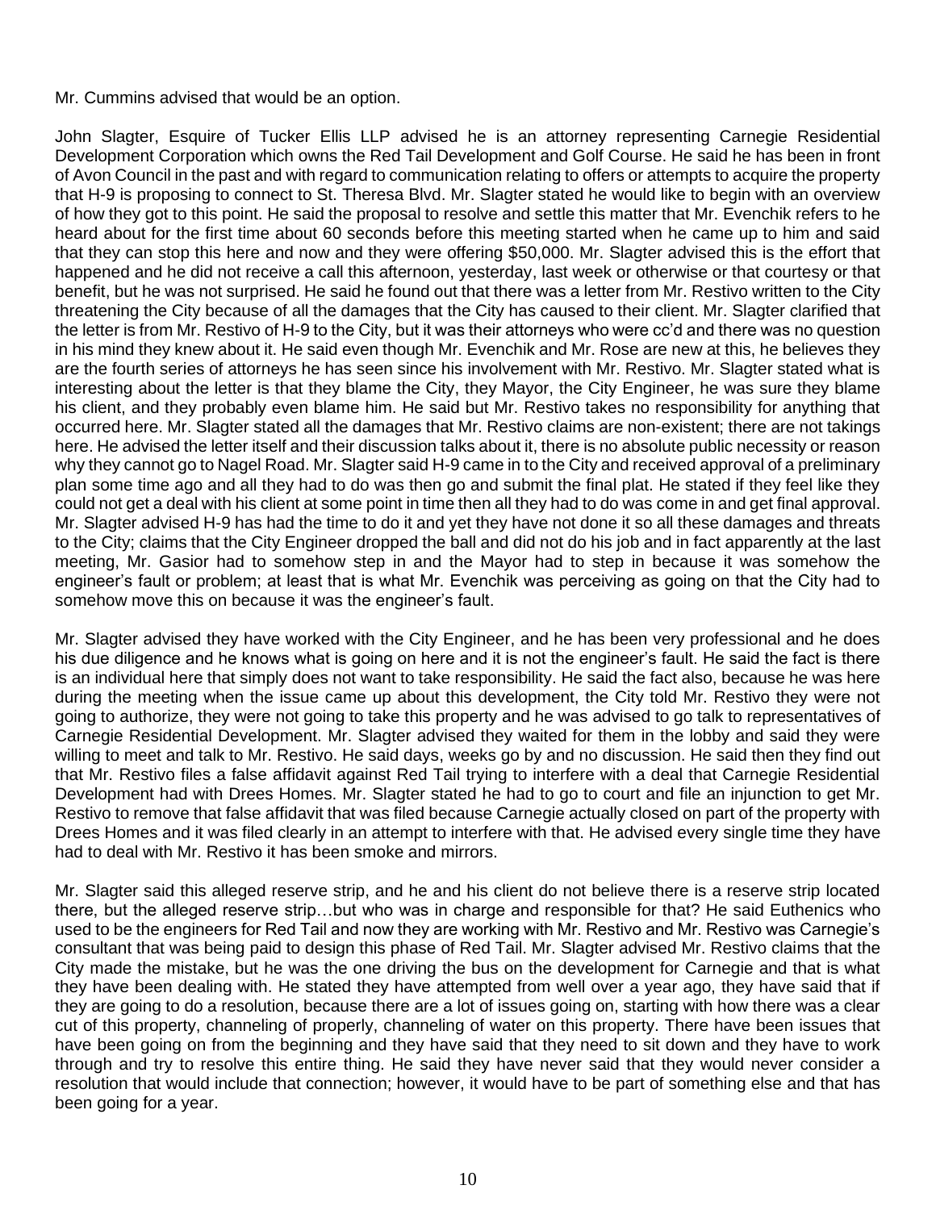Mr. Cummins advised that would be an option.

John Slagter, Esquire of Tucker Ellis LLP advised he is an attorney representing Carnegie Residential Development Corporation which owns the Red Tail Development and Golf Course. He said he has been in front of Avon Council in the past and with regard to communication relating to offers or attempts to acquire the property that H-9 is proposing to connect to St. Theresa Blvd. Mr. Slagter stated he would like to begin with an overview of how they got to this point. He said the proposal to resolve and settle this matter that Mr. Evenchik refers to he heard about for the first time about 60 seconds before this meeting started when he came up to him and said that they can stop this here and now and they were offering $50,000. Mr. Slagter advised this is the effort that happened and he did not receive a call this afternoon, yesterday, last week or otherwise or that courtesy or that benefit, but he was not surprised. He said he found out that there was a letter from Mr. Restivo written to the City threatening the City because of all the damages that the City has caused to their client. Mr. Slagter clarified that the letter is from Mr. Restivo of H-9 to the City, but it was their attorneys who were cc'd and there was no question in his mind they knew about it. He said even though Mr. Evenchik and Mr. Rose are new at this, he believes they are the fourth series of attorneys he has seen since his involvement with Mr. Restivo. Mr. Slagter stated what is interesting about the letter is that they blame the City, they Mayor, the City Engineer, he was sure they blame his client, and they probably even blame him. He said but Mr. Restivo takes no responsibility for anything that occurred here. Mr. Slagter stated all the damages that Mr. Restivo claims are non-existent; there are not takings here. He advised the letter itself and their discussion talks about it, there is no absolute public necessity or reason why they cannot go to Nagel Road. Mr. Slagter said H-9 came in to the City and received approval of a preliminary plan some time ago and all they had to do was then go and submit the final plat. He stated if they feel like they could not get a deal with his client at some point in time then all they had to do was come in and get final approval. Mr. Slagter advised H-9 has had the time to do it and yet they have not done it so all these damages and threats to the City; claims that the City Engineer dropped the ball and did not do his job and in fact apparently at the last meeting, Mr. Gasior had to somehow step in and the Mayor had to step in because it was somehow the engineer's fault or problem; at least that is what Mr. Evenchik was perceiving as going on that the City had to somehow move this on because it was the engineer's fault.

Mr. Slagter advised they have worked with the City Engineer, and he has been very professional and he does his due diligence and he knows what is going on here and it is not the engineer's fault. He said the fact is there is an individual here that simply does not want to take responsibility. He said the fact also, because he was here during the meeting when the issue came up about this development, the City told Mr. Restivo they were not going to authorize, they were not going to take this property and he was advised to go talk to representatives of Carnegie Residential Development. Mr. Slagter advised they waited for them in the lobby and said they were willing to meet and talk to Mr. Restivo. He said days, weeks go by and no discussion. He said then they find out that Mr. Restivo files a false affidavit against Red Tail trying to interfere with a deal that Carnegie Residential Development had with Drees Homes. Mr. Slagter stated he had to go to court and file an injunction to get Mr. Restivo to remove that false affidavit that was filed because Carnegie actually closed on part of the property with Drees Homes and it was filed clearly in an attempt to interfere with that. He advised every single time they have had to deal with Mr. Restivo it has been smoke and mirrors.

Mr. Slagter said this alleged reserve strip, and he and his client do not believe there is a reserve strip located there, but the alleged reserve strip…but who was in charge and responsible for that? He said Euthenics who used to be the engineers for Red Tail and now they are working with Mr. Restivo and Mr. Restivo was Carnegie's consultant that was being paid to design this phase of Red Tail. Mr. Slagter advised Mr. Restivo claims that the City made the mistake, but he was the one driving the bus on the development for Carnegie and that is what they have been dealing with. He stated they have attempted from well over a year ago, they have said that if they are going to do a resolution, because there are a lot of issues going on, starting with how there was a clear cut of this property, channeling of properly, channeling of water on this property. There have been issues that have been going on from the beginning and they have said that they need to sit down and they have to work through and try to resolve this entire thing. He said they have never said that they would never consider a resolution that would include that connection; however, it would have to be part of something else and that has been going for a year.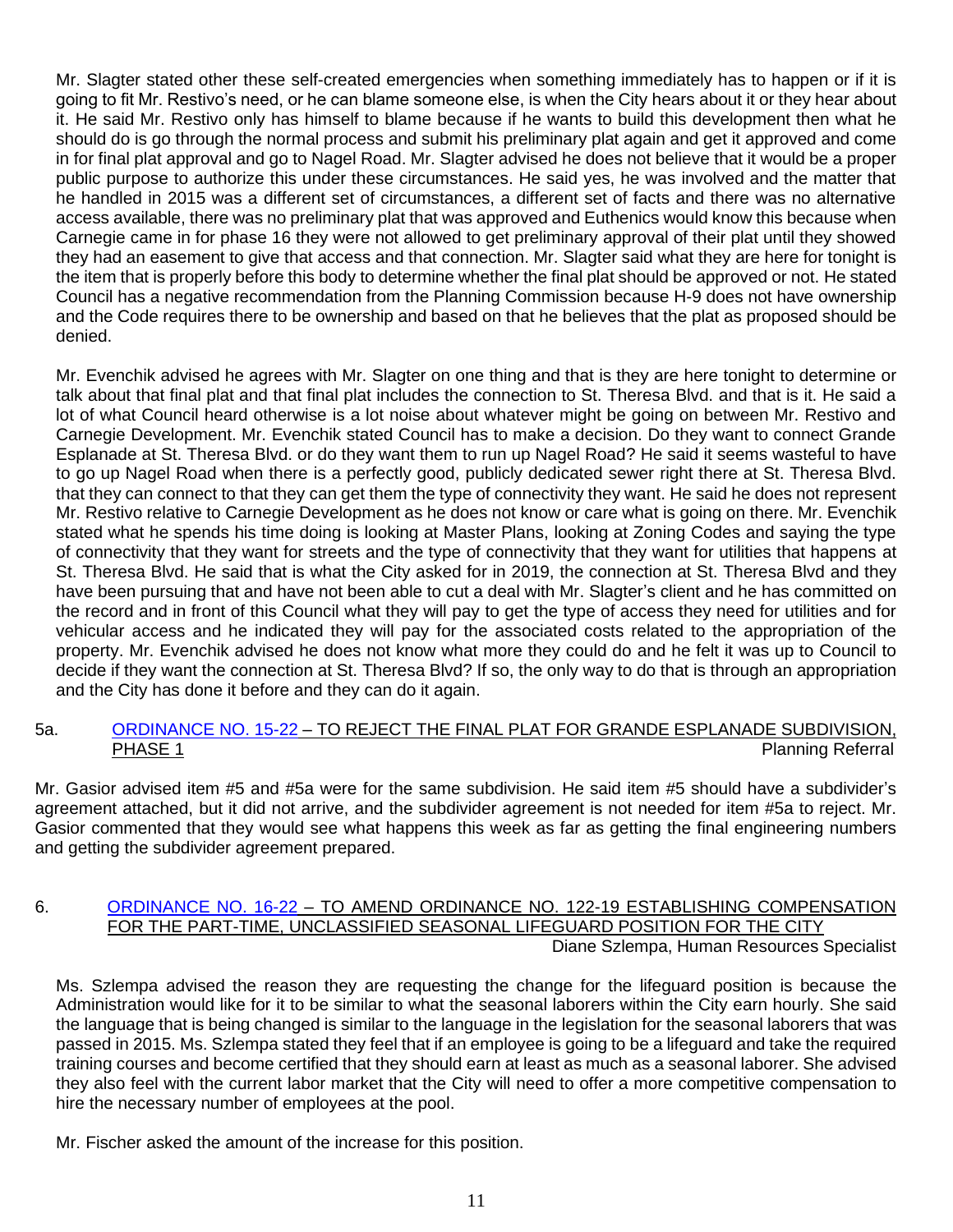Mr. Slagter stated other these self-created emergencies when something immediately has to happen or if it is going to fit Mr. Restivo's need, or he can blame someone else, is when the City hears about it or they hear about it. He said Mr. Restivo only has himself to blame because if he wants to build this development then what he should do is go through the normal process and submit his preliminary plat again and get it approved and come in for final plat approval and go to Nagel Road. Mr. Slagter advised he does not believe that it would be a proper public purpose to authorize this under these circumstances. He said yes, he was involved and the matter that he handled in 2015 was a different set of circumstances, a different set of facts and there was no alternative access available, there was no preliminary plat that was approved and Euthenics would know this because when Carnegie came in for phase 16 they were not allowed to get preliminary approval of their plat until they showed they had an easement to give that access and that connection. Mr. Slagter said what they are here for tonight is the item that is properly before this body to determine whether the final plat should be approved or not. He stated Council has a negative recommendation from the Planning Commission because H-9 does not have ownership and the Code requires there to be ownership and based on that he believes that the plat as proposed should be denied.

Mr. Evenchik advised he agrees with Mr. Slagter on one thing and that is they are here tonight to determine or talk about that final plat and that final plat includes the connection to St. Theresa Blvd. and that is it. He said a lot of what Council heard otherwise is a lot noise about whatever might be going on between Mr. Restivo and Carnegie Development. Mr. Evenchik stated Council has to make a decision. Do they want to connect Grande Esplanade at St. Theresa Blvd. or do they want them to run up Nagel Road? He said it seems wasteful to have to go up Nagel Road when there is a perfectly good, publicly dedicated sewer right there at St. Theresa Blvd. that they can connect to that they can get them the type of connectivity they want. He said he does not represent Mr. Restivo relative to Carnegie Development as he does not know or care what is going on there. Mr. Evenchik stated what he spends his time doing is looking at Master Plans, looking at Zoning Codes and saying the type of connectivity that they want for streets and the type of connectivity that they want for utilities that happens at St. Theresa Blvd. He said that is what the City asked for in 2019, the connection at St. Theresa Blvd and they have been pursuing that and have not been able to cut a deal with Mr. Slagter's client and he has committed on the record and in front of this Council what they will pay to get the type of access they need for utilities and for vehicular access and he indicated they will pay for the associated costs related to the appropriation of the property. Mr. Evenchik advised he does not know what more they could do and he felt it was up to Council to decide if they want the connection at St. Theresa Blvd? If so, the only way to do that is through an appropriation and the City has done it before and they can do it again.

5a. ORDINANCE NO. 15-22 – TO REJECT THE FINAL PLAT FOR GRANDE ESPLANADE SUBDIVISION, PHASE 1 — Planning Referral

Mr. Gasior advised item #5 and #5a were for the same subdivision. He said item #5 should have a subdivider's agreement attached, but it did not arrive, and the subdivider agreement is not needed for item #5a to reject. Mr. Gasior commented that they would see what happens this week as far as getting the final engineering numbers and getting the subdivider agreement prepared.

6. ORDINANCE NO. 16-22 – TO AMEND ORDINANCE NO. 122-19 ESTABLISHING COMPENSATION FOR THE PART-TIME, UNCLASSIFIED SEASONAL LIFEGUARD POSITION FOR THE CITY — Diane Szlempa, Human Resources Specialist

Ms. Szlempa advised the reason they are requesting the change for the lifeguard position is because the Administration would like for it to be similar to what the seasonal laborers within the City earn hourly. She said the language that is being changed is similar to the language in the legislation for the seasonal laborers that was passed in 2015. Ms. Szlempa stated they feel that if an employee is going to be a lifeguard and take the required training courses and become certified that they should earn at least as much as a seasonal laborer. She advised they also feel with the current labor market that the City will need to offer a more competitive compensation to hire the necessary number of employees at the pool.

Mr. Fischer asked the amount of the increase for this position.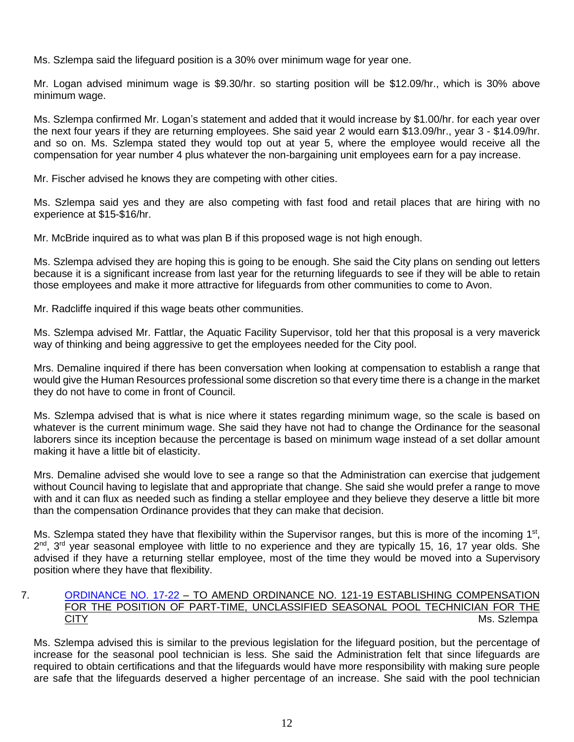Ms. Szlempa said the lifeguard position is a 30% over minimum wage for year one.

Mr. Logan advised minimum wage is $9.30/hr. so starting position will be $12.09/hr., which is 30% above minimum wage.

Ms. Szlempa confirmed Mr. Logan's statement and added that it would increase by $1.00/hr. for each year over the next four years if they are returning employees. She said year 2 would earn $13.09/hr., year 3 - $14.09/hr. and so on. Ms. Szlempa stated they would top out at year 5, where the employee would receive all the compensation for year number 4 plus whatever the non-bargaining unit employees earn for a pay increase.

Mr. Fischer advised he knows they are competing with other cities.

Ms. Szlempa said yes and they are also competing with fast food and retail places that are hiring with no experience at $15-$16/hr.

Mr. McBride inquired as to what was plan B if this proposed wage is not high enough.

Ms. Szlempa advised they are hoping this is going to be enough. She said the City plans on sending out letters because it is a significant increase from last year for the returning lifeguards to see if they will be able to retain those employees and make it more attractive for lifeguards from other communities to come to Avon.

Mr. Radcliffe inquired if this wage beats other communities.

Ms. Szlempa advised Mr. Fattlar, the Aquatic Facility Supervisor, told her that this proposal is a very maverick way of thinking and being aggressive to get the employees needed for the City pool.

Mrs. Demaline inquired if there has been conversation when looking at compensation to establish a range that would give the Human Resources professional some discretion so that every time there is a change in the market they do not have to come in front of Council.

Ms. Szlempa advised that is what is nice where it states regarding minimum wage, so the scale is based on whatever is the current minimum wage. She said they have not had to change the Ordinance for the seasonal laborers since its inception because the percentage is based on minimum wage instead of a set dollar amount making it have a little bit of elasticity.

Mrs. Demaline advised she would love to see a range so that the Administration can exercise that judgement without Council having to legislate that and appropriate that change. She said she would prefer a range to move with and it can flux as needed such as finding a stellar employee and they believe they deserve a little bit more than the compensation Ordinance provides that they can make that decision.

Ms. Szlempa stated they have that flexibility within the Supervisor ranges, but this is more of the incoming 1st, 2nd, 3rd year seasonal employee with little to no experience and they are typically 15, 16, 17 year olds. She advised if they have a returning stellar employee, most of the time they would be moved into a Supervisory position where they have that flexibility.

7. ORDINANCE NO. 17-22 – TO AMEND ORDINANCE NO. 121-19 ESTABLISHING COMPENSATION FOR THE POSITION OF PART-TIME, UNCLASSIFIED SEASONAL POOL TECHNICIAN FOR THE CITY — Ms. Szlempa

Ms. Szlempa advised this is similar to the previous legislation for the lifeguard position, but the percentage of increase for the seasonal pool technician is less. She said the Administration felt that since lifeguards are required to obtain certifications and that the lifeguards would have more responsibility with making sure people are safe that the lifeguards deserved a higher percentage of an increase. She said with the pool technician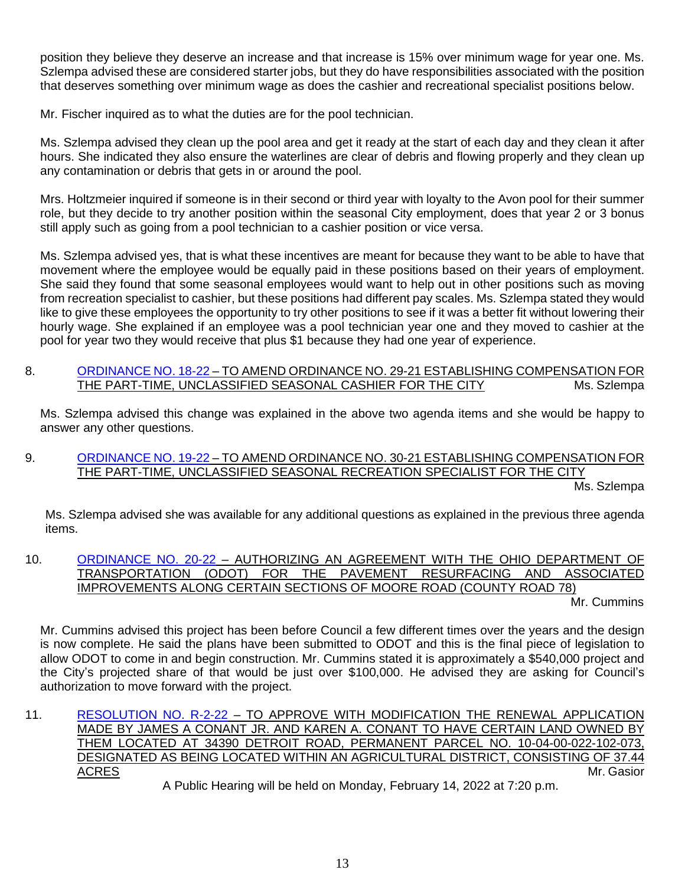position they believe they deserve an increase and that increase is 15% over minimum wage for year one. Ms. Szlempa advised these are considered starter jobs, but they do have responsibilities associated with the position that deserves something over minimum wage as does the cashier and recreational specialist positions below.

Mr. Fischer inquired as to what the duties are for the pool technician.

Ms. Szlempa advised they clean up the pool area and get it ready at the start of each day and they clean it after hours. She indicated they also ensure the waterlines are clear of debris and flowing properly and they clean up any contamination or debris that gets in or around the pool.

Mrs. Holtzmeier inquired if someone is in their second or third year with loyalty to the Avon pool for their summer role, but they decide to try another position within the seasonal City employment, does that year 2 or 3 bonus still apply such as going from a pool technician to a cashier position or vice versa.

Ms. Szlempa advised yes, that is what these incentives are meant for because they want to be able to have that movement where the employee would be equally paid in these positions based on their years of employment. She said they found that some seasonal employees would want to help out in other positions such as moving from recreation specialist to cashier, but these positions had different pay scales. Ms. Szlempa stated they would like to give these employees the opportunity to try other positions to see if it was a better fit without lowering their hourly wage. She explained if an employee was a pool technician year one and they moved to cashier at the pool for year two they would receive that plus $1 because they had one year of experience.

8. ORDINANCE NO. 18-22 – TO AMEND ORDINANCE NO. 29-21 ESTABLISHING COMPENSATION FOR THE PART-TIME, UNCLASSIFIED SEASONAL CASHIER FOR THE CITY — Ms. Szlempa

Ms. Szlempa advised this change was explained in the above two agenda items and she would be happy to answer any other questions.

9. ORDINANCE NO. 19-22 – TO AMEND ORDINANCE NO. 30-21 ESTABLISHING COMPENSATION FOR THE PART-TIME, UNCLASSIFIED SEASONAL RECREATION SPECIALIST FOR THE CITY — Ms. Szlempa

Ms. Szlempa advised she was available for any additional questions as explained in the previous three agenda items.

10. ORDINANCE NO. 20-22 – AUTHORIZING AN AGREEMENT WITH THE OHIO DEPARTMENT OF TRANSPORTATION (ODOT) FOR THE PAVEMENT RESURFACING AND ASSOCIATED IMPROVEMENTS ALONG CERTAIN SECTIONS OF MOORE ROAD (COUNTY ROAD 78) — Mr. Cummins

Mr. Cummins advised this project has been before Council a few different times over the years and the design is now complete. He said the plans have been submitted to ODOT and this is the final piece of legislation to allow ODOT to come in and begin construction. Mr. Cummins stated it is approximately a $540,000 project and the City's projected share of that would be just over $100,000. He advised they are asking for Council's authorization to move forward with the project.

11. RESOLUTION NO. R-2-22 – TO APPROVE WITH MODIFICATION THE RENEWAL APPLICATION MADE BY JAMES A CONANT JR. AND KAREN A. CONANT TO HAVE CERTAIN LAND OWNED BY THEM LOCATED AT 34390 DETROIT ROAD, PERMANENT PARCEL NO. 10-04-00-022-102-073, DESIGNATED AS BEING LOCATED WITHIN AN AGRICULTURAL DISTRICT, CONSISTING OF 37.44 ACRES — Mr. Gasior

A Public Hearing will be held on Monday, February 14, 2022 at 7:20 p.m.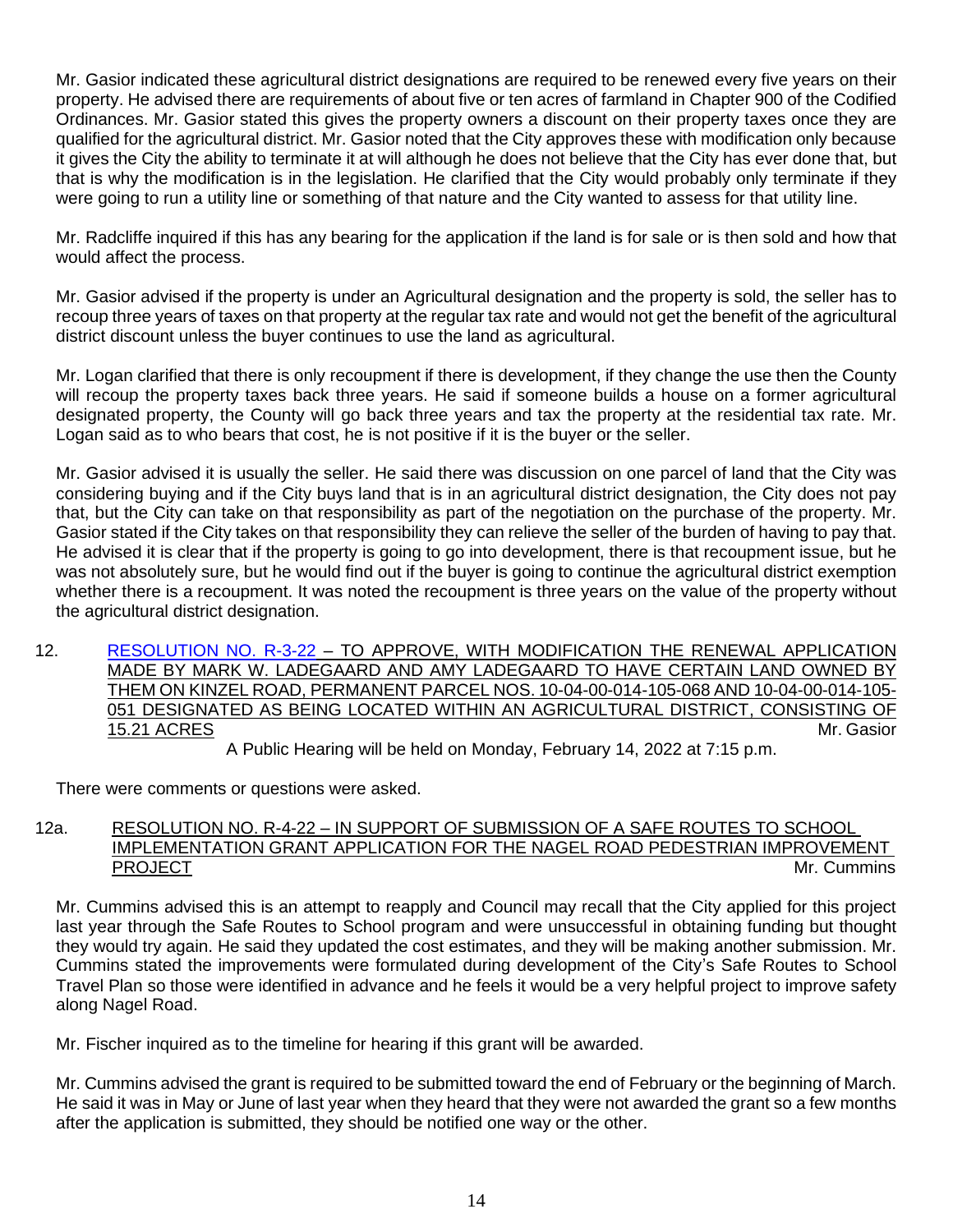Mr. Gasior indicated these agricultural district designations are required to be renewed every five years on their property. He advised there are requirements of about five or ten acres of farmland in Chapter 900 of the Codified Ordinances. Mr. Gasior stated this gives the property owners a discount on their property taxes once they are qualified for the agricultural district. Mr. Gasior noted that the City approves these with modification only because it gives the City the ability to terminate it at will although he does not believe that the City has ever done that, but that is why the modification is in the legislation. He clarified that the City would probably only terminate if they were going to run a utility line or something of that nature and the City wanted to assess for that utility line.

Mr. Radcliffe inquired if this has any bearing for the application if the land is for sale or is then sold and how that would affect the process.

Mr. Gasior advised if the property is under an Agricultural designation and the property is sold, the seller has to recoup three years of taxes on that property at the regular tax rate and would not get the benefit of the agricultural district discount unless the buyer continues to use the land as agricultural.

Mr. Logan clarified that there is only recoupment if there is development, if they change the use then the County will recoup the property taxes back three years. He said if someone builds a house on a former agricultural designated property, the County will go back three years and tax the property at the residential tax rate. Mr. Logan said as to who bears that cost, he is not positive if it is the buyer or the seller.

Mr. Gasior advised it is usually the seller. He said there was discussion on one parcel of land that the City was considering buying and if the City buys land that is in an agricultural district designation, the City does not pay that, but the City can take on that responsibility as part of the negotiation on the purchase of the property. Mr. Gasior stated if the City takes on that responsibility they can relieve the seller of the burden of having to pay that. He advised it is clear that if the property is going to go into development, there is that recoupment issue, but he was not absolutely sure, but he would find out if the buyer is going to continue the agricultural district exemption whether there is a recoupment. It was noted the recoupment is three years on the value of the property without the agricultural district designation.

12. RESOLUTION NO. R-3-22 – TO APPROVE, WITH MODIFICATION THE RENEWAL APPLICATION MADE BY MARK W. LADEGAARD AND AMY LADEGAARD TO HAVE CERTAIN LAND OWNED BY THEM ON KINZEL ROAD, PERMANENT PARCEL NOS. 10-04-00-014-105-068 AND 10-04-00-014-105-051 DESIGNATED AS BEING LOCATED WITHIN AN AGRICULTURAL DISTRICT, CONSISTING OF 15.21 ACRES — Mr. Gasior

A Public Hearing will be held on Monday, February 14, 2022 at 7:15 p.m.

There were comments or questions were asked.

12a. RESOLUTION NO. R-4-22 – IN SUPPORT OF SUBMISSION OF A SAFE ROUTES TO SCHOOL IMPLEMENTATION GRANT APPLICATION FOR THE NAGEL ROAD PEDESTRIAN IMPROVEMENT PROJECT — Mr. Cummins

Mr. Cummins advised this is an attempt to reapply and Council may recall that the City applied for this project last year through the Safe Routes to School program and were unsuccessful in obtaining funding but thought they would try again. He said they updated the cost estimates, and they will be making another submission. Mr. Cummins stated the improvements were formulated during development of the City's Safe Routes to School Travel Plan so those were identified in advance and he feels it would be a very helpful project to improve safety along Nagel Road.

Mr. Fischer inquired as to the timeline for hearing if this grant will be awarded.

Mr. Cummins advised the grant is required to be submitted toward the end of February or the beginning of March. He said it was in May or June of last year when they heard that they were not awarded the grant so a few months after the application is submitted, they should be notified one way or the other.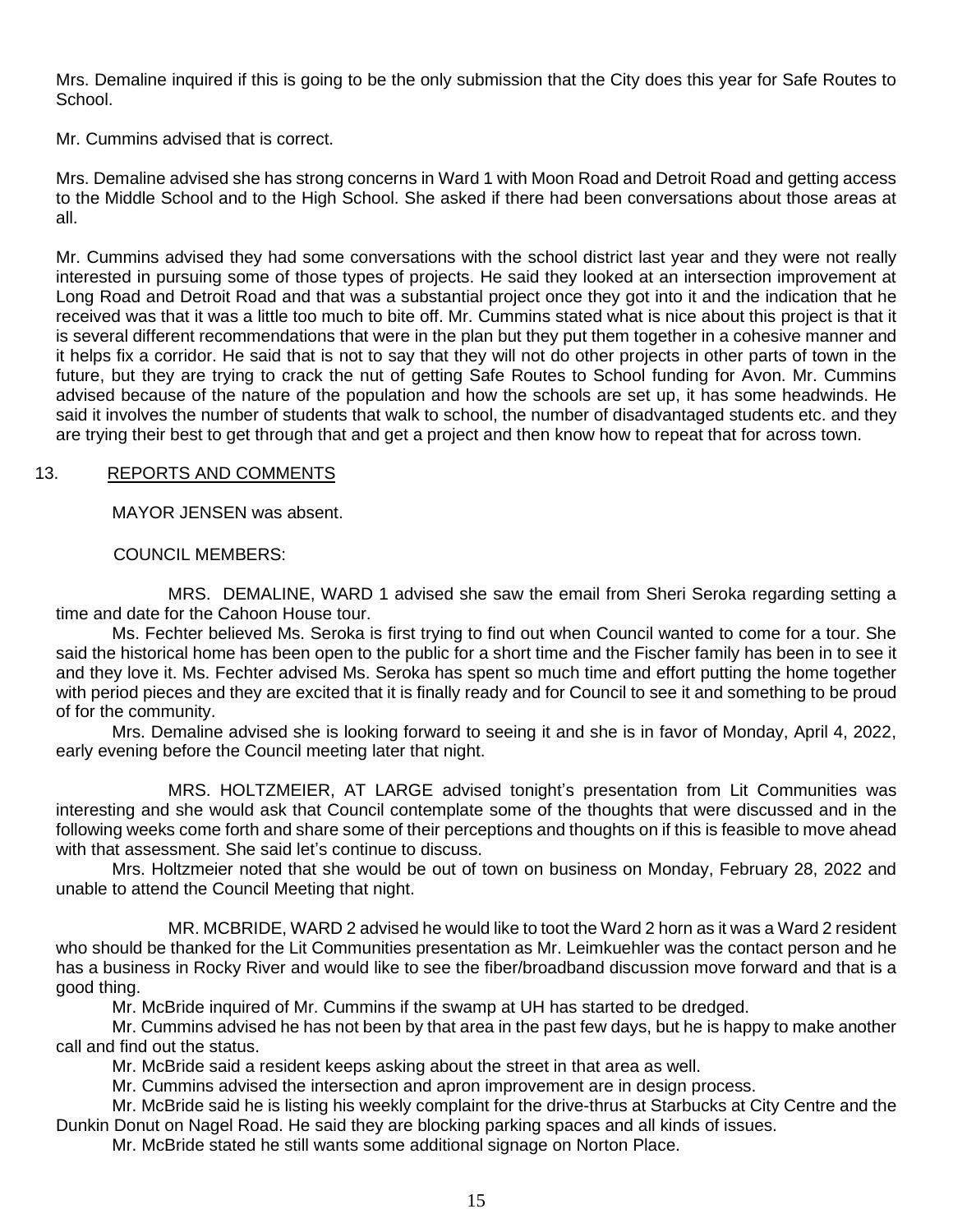Mrs. Demaline inquired if this is going to be the only submission that the City does this year for Safe Routes to School.

Mr. Cummins advised that is correct.

Mrs. Demaline advised she has strong concerns in Ward 1 with Moon Road and Detroit Road and getting access to the Middle School and to the High School. She asked if there had been conversations about those areas at all.

Mr. Cummins advised they had some conversations with the school district last year and they were not really interested in pursuing some of those types of projects. He said they looked at an intersection improvement at Long Road and Detroit Road and that was a substantial project once they got into it and the indication that he received was that it was a little too much to bite off. Mr. Cummins stated what is nice about this project is that it is several different recommendations that were in the plan but they put them together in a cohesive manner and it helps fix a corridor. He said that is not to say that they will not do other projects in other parts of town in the future, but they are trying to crack the nut of getting Safe Routes to School funding for Avon. Mr. Cummins advised because of the nature of the population and how the schools are set up, it has some headwinds. He said it involves the number of students that walk to school, the number of disadvantaged students etc. and they are trying their best to get through that and get a project and then know how to repeat that for across town.

13. REPORTS AND COMMENTS

MAYOR JENSEN was absent.

COUNCIL MEMBERS:

MRS. DEMALINE, WARD 1 advised she saw the email from Sheri Seroka regarding setting a time and date for the Cahoon House tour.

Ms. Fechter believed Ms. Seroka is first trying to find out when Council wanted to come for a tour. She said the historical home has been open to the public for a short time and the Fischer family has been in to see it and they love it. Ms. Fechter advised Ms. Seroka has spent so much time and effort putting the home together with period pieces and they are excited that it is finally ready and for Council to see it and something to be proud of for the community.

Mrs. Demaline advised she is looking forward to seeing it and she is in favor of Monday, April 4, 2022, early evening before the Council meeting later that night.

MRS. HOLTZMEIER, AT LARGE advised tonight's presentation from Lit Communities was interesting and she would ask that Council contemplate some of the thoughts that were discussed and in the following weeks come forth and share some of their perceptions and thoughts on if this is feasible to move ahead with that assessment. She said let's continue to discuss.

Mrs. Holtzmeier noted that she would be out of town on business on Monday, February 28, 2022 and unable to attend the Council Meeting that night.

MR. MCBRIDE, WARD 2 advised he would like to toot the Ward 2 horn as it was a Ward 2 resident who should be thanked for the Lit Communities presentation as Mr. Leimkuehler was the contact person and he has a business in Rocky River and would like to see the fiber/broadband discussion move forward and that is a good thing.

Mr. McBride inquired of Mr. Cummins if the swamp at UH has started to be dredged.

Mr. Cummins advised he has not been by that area in the past few days, but he is happy to make another call and find out the status.

Mr. McBride said a resident keeps asking about the street in that area as well.

Mr. Cummins advised the intersection and apron improvement are in design process.

Mr. McBride said he is listing his weekly complaint for the drive-thrus at Starbucks at City Centre and the Dunkin Donut on Nagel Road. He said they are blocking parking spaces and all kinds of issues.

Mr. McBride stated he still wants some additional signage on Norton Place.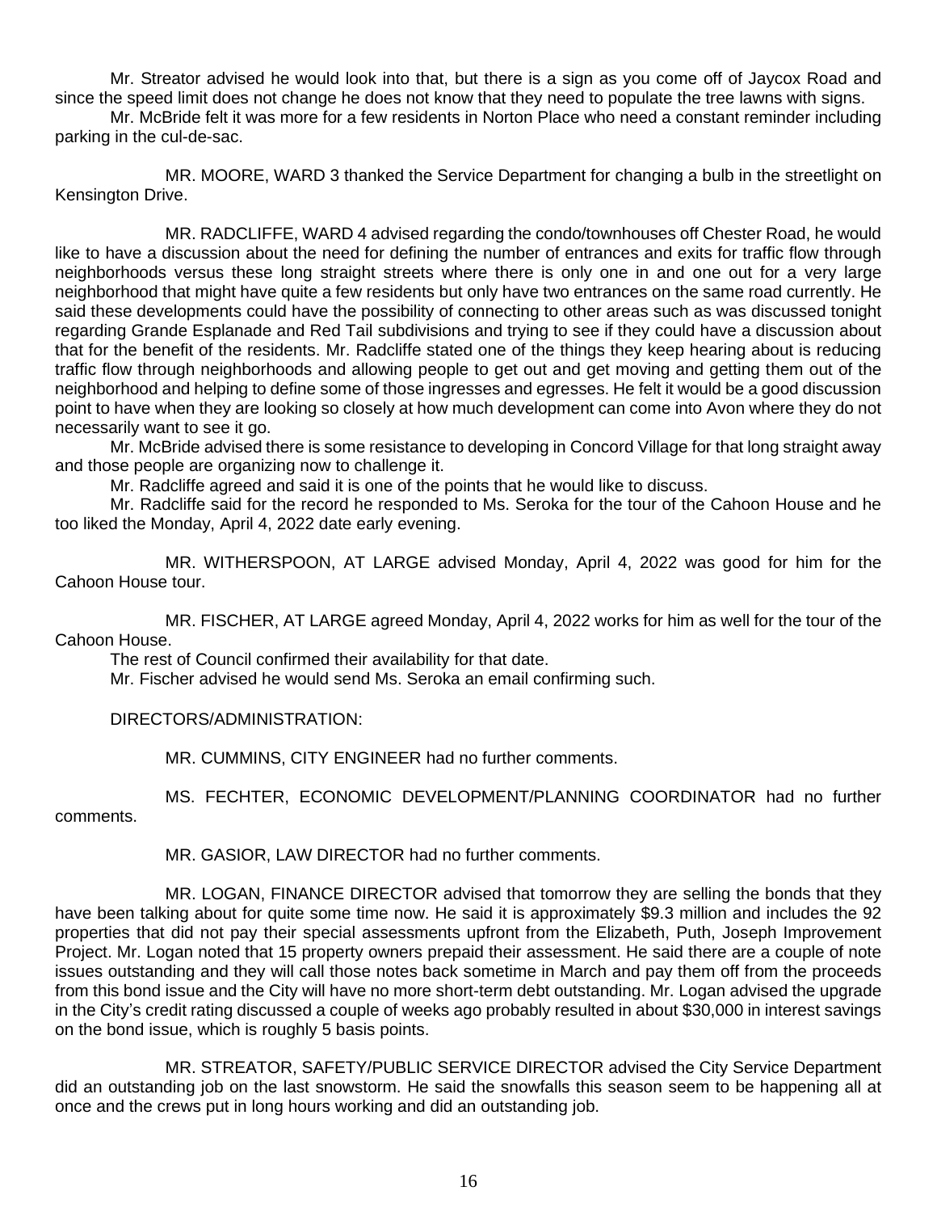Mr. Streator advised he would look into that, but there is a sign as you come off of Jaycox Road and since the speed limit does not change he does not know that they need to populate the tree lawns with signs.

Mr. McBride felt it was more for a few residents in Norton Place who need a constant reminder including parking in the cul-de-sac.

MR. MOORE, WARD 3 thanked the Service Department for changing a bulb in the streetlight on Kensington Drive.

MR. RADCLIFFE, WARD 4 advised regarding the condo/townhouses off Chester Road, he would like to have a discussion about the need for defining the number of entrances and exits for traffic flow through neighborhoods versus these long straight streets where there is only one in and one out for a very large neighborhood that might have quite a few residents but only have two entrances on the same road currently. He said these developments could have the possibility of connecting to other areas such as was discussed tonight regarding Grande Esplanade and Red Tail subdivisions and trying to see if they could have a discussion about that for the benefit of the residents. Mr. Radcliffe stated one of the things they keep hearing about is reducing traffic flow through neighborhoods and allowing people to get out and get moving and getting them out of the neighborhood and helping to define some of those ingresses and egresses. He felt it would be a good discussion point to have when they are looking so closely at how much development can come into Avon where they do not necessarily want to see it go.

Mr. McBride advised there is some resistance to developing in Concord Village for that long straight away and those people are organizing now to challenge it.

Mr. Radcliffe agreed and said it is one of the points that he would like to discuss.

Mr. Radcliffe said for the record he responded to Ms. Seroka for the tour of the Cahoon House and he too liked the Monday, April 4, 2022 date early evening.

MR. WITHERSPOON, AT LARGE advised Monday, April 4, 2022 was good for him for the Cahoon House tour.

MR. FISCHER, AT LARGE agreed Monday, April 4, 2022 works for him as well for the tour of the Cahoon House.

The rest of Council confirmed their availability for that date.

Mr. Fischer advised he would send Ms. Seroka an email confirming such.

DIRECTORS/ADMINISTRATION:

MR. CUMMINS, CITY ENGINEER had no further comments.

MS. FECHTER, ECONOMIC DEVELOPMENT/PLANNING COORDINATOR had no further comments.

MR. GASIOR, LAW DIRECTOR had no further comments.

MR. LOGAN, FINANCE DIRECTOR advised that tomorrow they are selling the bonds that they have been talking about for quite some time now. He said it is approximately $9.3 million and includes the 92 properties that did not pay their special assessments upfront from the Elizabeth, Puth, Joseph Improvement Project. Mr. Logan noted that 15 property owners prepaid their assessment. He said there are a couple of note issues outstanding and they will call those notes back sometime in March and pay them off from the proceeds from this bond issue and the City will have no more short-term debt outstanding. Mr. Logan advised the upgrade in the City's credit rating discussed a couple of weeks ago probably resulted in about $30,000 in interest savings on the bond issue, which is roughly 5 basis points.

MR. STREATOR, SAFETY/PUBLIC SERVICE DIRECTOR advised the City Service Department did an outstanding job on the last snowstorm. He said the snowfalls this season seem to be happening all at once and the crews put in long hours working and did an outstanding job.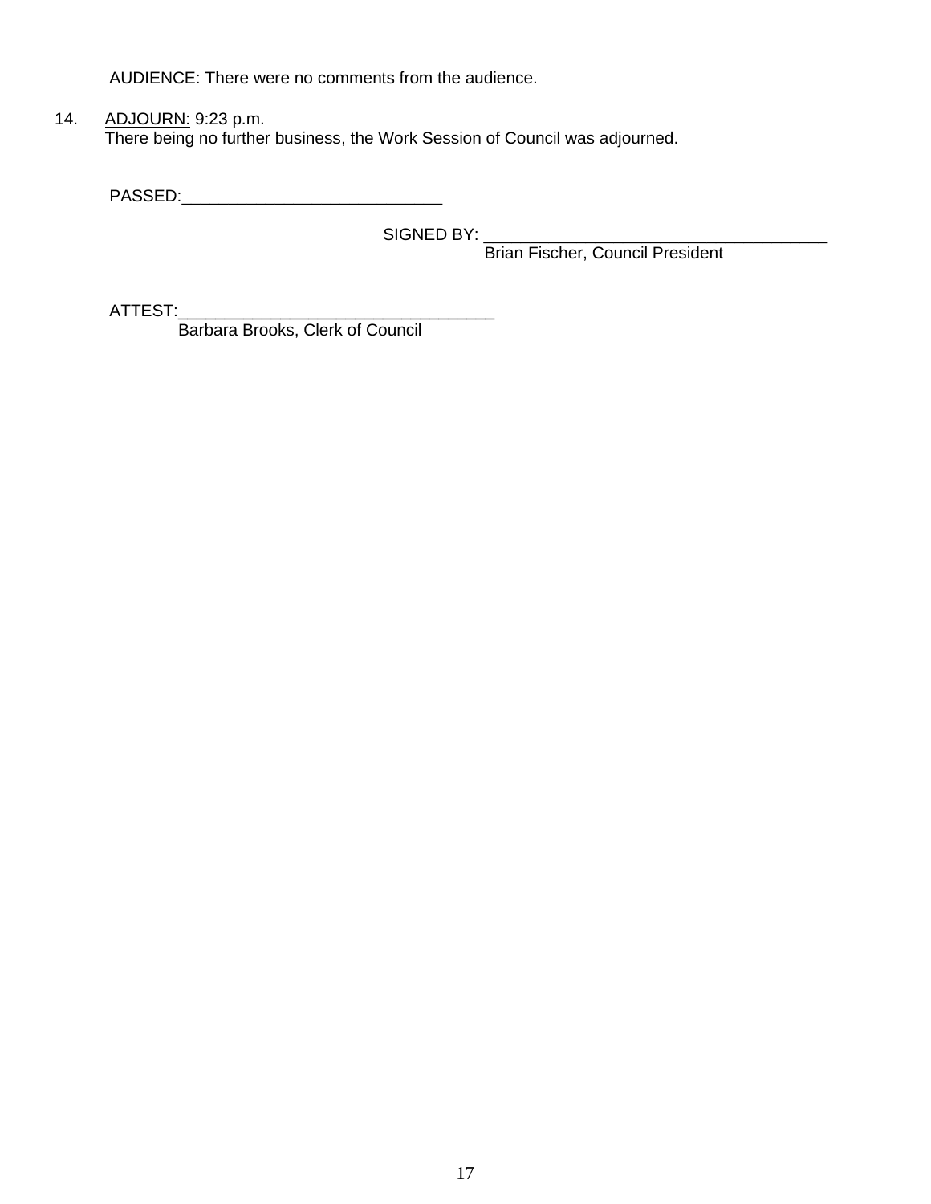AUDIENCE: There were no comments from the audience.

14. <u>ADJOURN:</u> 9:23 p.m.
    There being no further business, the Work Session of Council was adjourned.

PASSED:____________________________

SIGNED BY: ____________________________________
Brian Fischer, Council President

ATTEST:_________________________________
Barbara Brooks, Clerk of Council